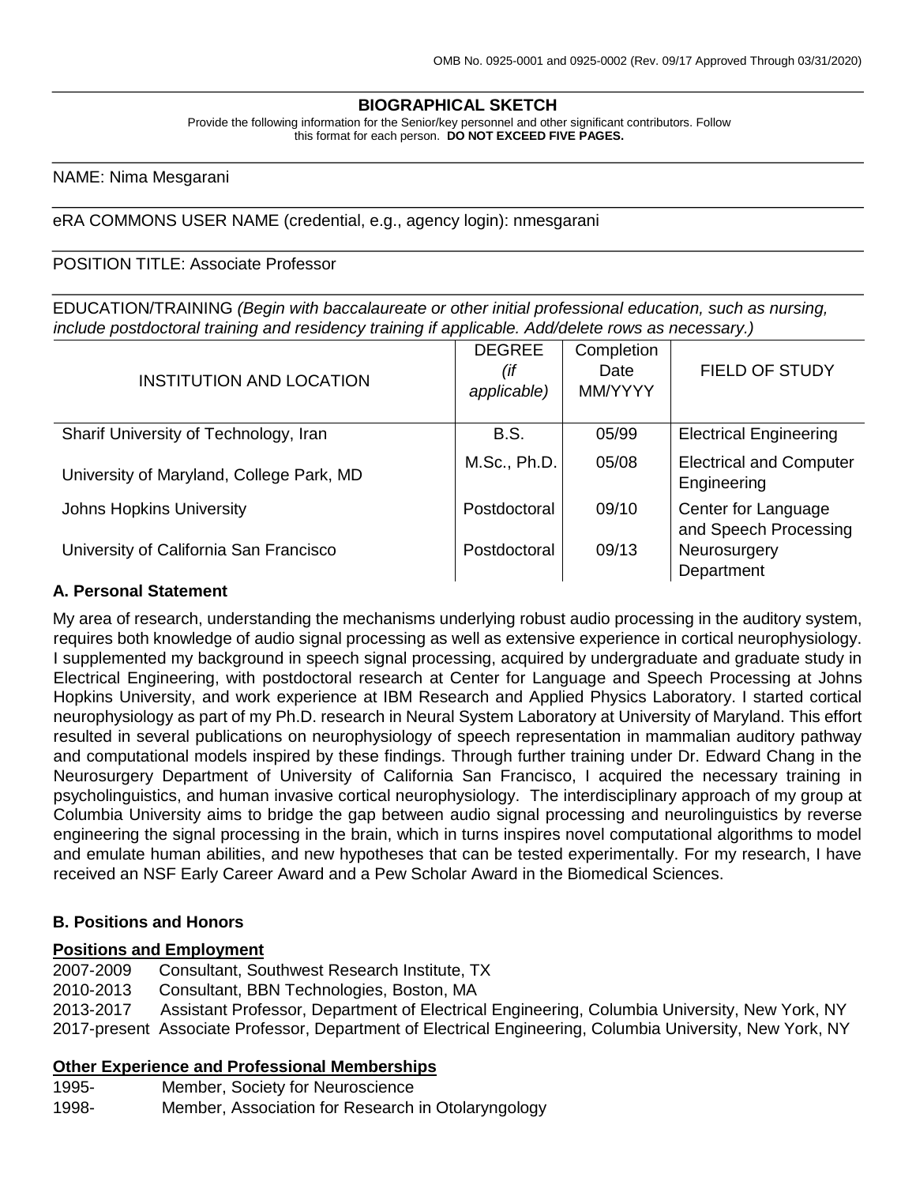OMB No. 0925-0001 and 0925-0002 (Rev. 09/17 Approved Through 03/31/2020)

# BIOGRAPHICAL SKETCH

Provide the following information for the Senior/key personnel and other significant contributors. Follow this format for each person. **DO NOT EXCEED FIVE PAGES.**

NAME: Nima Mesgarani

eRA COMMONS USER NAME (credential, e.g., agency login): nmesgarani

POSITION TITLE: Associate Professor

EDUCATION/TRAINING *(Begin with baccalaureate or other initial professional education, such as nursing, include postdoctoral training and residency training if applicable. Add/delete rows as necessary.)*

| INSTITUTION AND LOCATION | DEGREE *(if applicable)* | Completion Date MM/YYYY | FIELD OF STUDY |
|---|---|---|---|
| Sharif University of Technology, Iran | B.S. | 05/99 | Electrical Engineering |
| University of Maryland, College Park, MD | M.Sc., Ph.D. | 05/08 | Electrical and Computer Engineering |
| Johns Hopkins University | Postdoctoral | 09/10 | Center for Language and Speech Processing |
| University of California San Francisco | Postdoctoral | 09/13 | Neurosurgery Department |

## A. Personal Statement

My area of research, understanding the mechanisms underlying robust audio processing in the auditory system, requires both knowledge of audio signal processing as well as extensive experience in cortical neurophysiology. I supplemented my background in speech signal processing, acquired by undergraduate and graduate study in Electrical Engineering, with postdoctoral research at Center for Language and Speech Processing at Johns Hopkins University, and work experience at IBM Research and Applied Physics Laboratory. I started cortical neurophysiology as part of my Ph.D. research in Neural System Laboratory at University of Maryland. This effort resulted in several publications on neurophysiology of speech representation in mammalian auditory pathway and computational models inspired by these findings. Through further training under Dr. Edward Chang in the Neurosurgery Department of University of California San Francisco, I acquired the necessary training in psycholinguistics, and human invasive cortical neurophysiology. The interdisciplinary approach of my group at Columbia University aims to bridge the gap between audio signal processing and neurolinguistics by reverse engineering the signal processing in the brain, which in turns inspires novel computational algorithms to model and emulate human abilities, and new hypotheses that can be tested experimentally. For my research, I have received an NSF Early Career Award and a Pew Scholar Award in the Biomedical Sciences.

## B. Positions and Honors

### Positions and Employment

2007-2009 Consultant, Southwest Research Institute, TX
2010-2013 Consultant, BBN Technologies, Boston, MA
2013-2017 Assistant Professor, Department of Electrical Engineering, Columbia University, New York, NY
2017-present Associate Professor, Department of Electrical Engineering, Columbia University, New York, NY

### Other Experience and Professional Memberships

1995- Member, Society for Neuroscience
1998- Member, Association for Research in Otolaryngology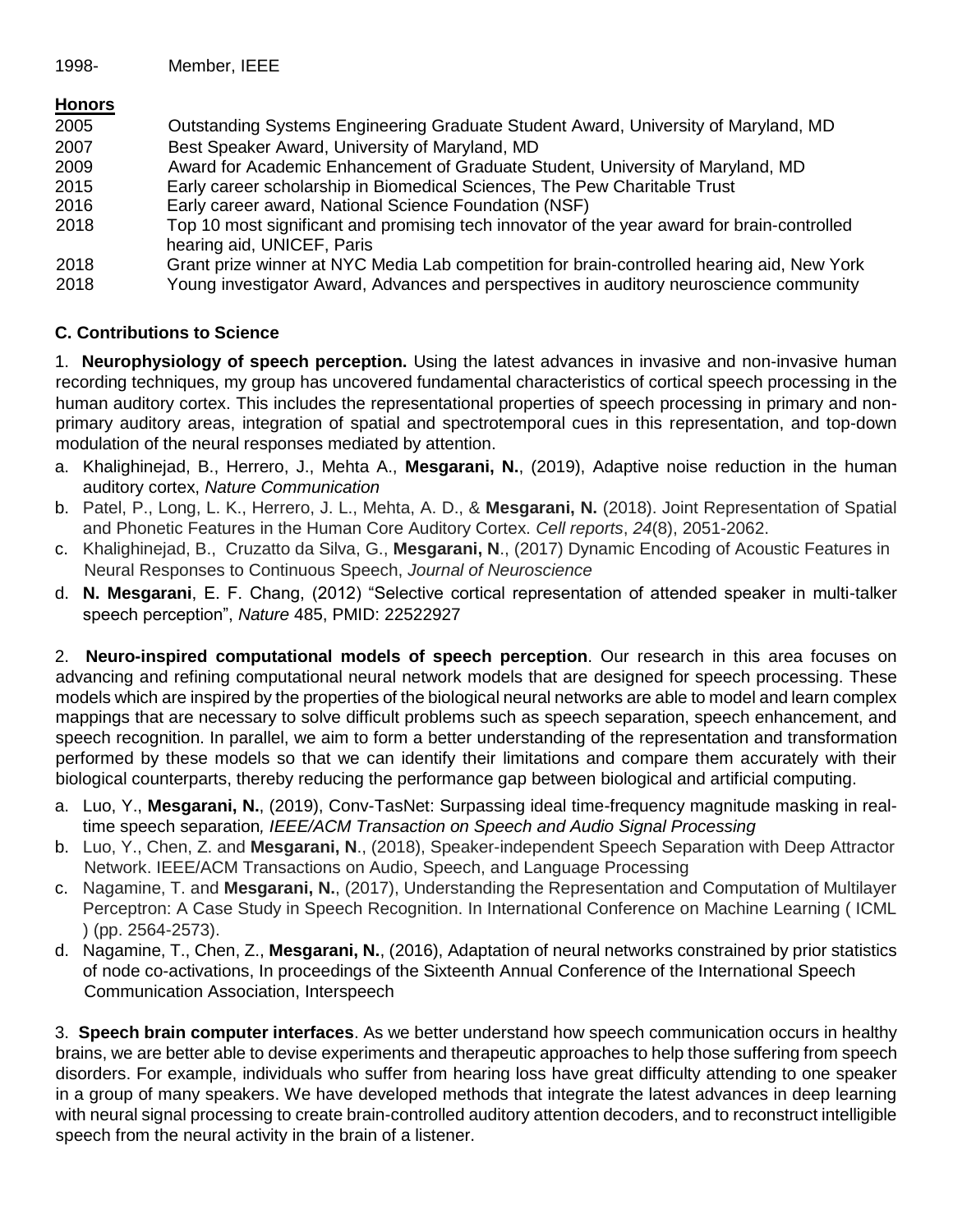1998- Member, IEEE

**Honors**

| | |
|---|---|
| 2005 | Outstanding Systems Engineering Graduate Student Award, University of Maryland, MD |
| 2007 | Best Speaker Award, University of Maryland, MD |
| 2009 | Award for Academic Enhancement of Graduate Student, University of Maryland, MD |
| 2015 | Early career scholarship in Biomedical Sciences, The Pew Charitable Trust |
| 2016 | Early career award, National Science Foundation (NSF) |
| 2018 | Top 10 most significant and promising tech innovator of the year award for brain-controlled hearing aid, UNICEF, Paris |
| 2018 | Grant prize winner at NYC Media Lab competition for brain-controlled hearing aid, New York |
| 2018 | Young investigator Award, Advances and perspectives in auditory neuroscience community |

**C. Contributions to Science**

1. **Neurophysiology of speech perception.** Using the latest advances in invasive and non-invasive human recording techniques, my group has uncovered fundamental characteristics of cortical speech processing in the human auditory cortex. This includes the representational properties of speech processing in primary and non-primary auditory areas, integration of spatial and spectrotemporal cues in this representation, and top-down modulation of the neural responses mediated by attention.

a. Khalighinejad, B., Herrero, J., Mehta A., **Mesgarani, N.**, (2019), Adaptive noise reduction in the human auditory cortex, *Nature Communication*
b. Patel, P., Long, L. K., Herrero, J. L., Mehta, A. D., & **Mesgarani, N.** (2018). Joint Representation of Spatial and Phonetic Features in the Human Core Auditory Cortex. *Cell reports*, *24*(8), 2051-2062.
c. Khalighinejad, B., Cruzatto da Silva, G., **Mesgarani, N**., (2017) Dynamic Encoding of Acoustic Features in Neural Responses to Continuous Speech, *Journal of Neuroscience*
d. **N. Mesgarani**, E. F. Chang, (2012) "Selective cortical representation of attended speaker in multi-talker speech perception", *Nature* 485, PMID: 22522927

2. **Neuro-inspired computational models of speech perception**. Our research in this area focuses on advancing and refining computational neural network models that are designed for speech processing. These models which are inspired by the properties of the biological neural networks are able to model and learn complex mappings that are necessary to solve difficult problems such as speech separation, speech enhancement, and speech recognition. In parallel, we aim to form a better understanding of the representation and transformation performed by these models so that we can identify their limitations and compare them accurately with their biological counterparts, thereby reducing the performance gap between biological and artificial computing.

a. Luo, Y., **Mesgarani, N.**, (2019), Conv-TasNet: Surpassing ideal time-frequency magnitude masking in real-time speech separation*, IEEE/ACM Transaction on Speech and Audio Signal Processing*
b. Luo, Y., Chen, Z. and **Mesgarani, N**., (2018), Speaker-independent Speech Separation with Deep Attractor Network. IEEE/ACM Transactions on Audio, Speech, and Language Processing
c. Nagamine, T. and **Mesgarani, N.**, (2017), Understanding the Representation and Computation of Multilayer Perceptron: A Case Study in Speech Recognition. In International Conference on Machine Learning ( ICML ) (pp. 2564-2573).
d. Nagamine, T., Chen, Z., **Mesgarani, N.**, (2016), Adaptation of neural networks constrained by prior statistics of node co-activations, In proceedings of the Sixteenth Annual Conference of the International Speech Communication Association, Interspeech

3. **Speech brain computer interfaces**. As we better understand how speech communication occurs in healthy brains, we are better able to devise experiments and therapeutic approaches to help those suffering from speech disorders. For example, individuals who suffer from hearing loss have great difficulty attending to one speaker in a group of many speakers. We have developed methods that integrate the latest advances in deep learning with neural signal processing to create brain-controlled auditory attention decoders, and to reconstruct intelligible speech from the neural activity in the brain of a listener.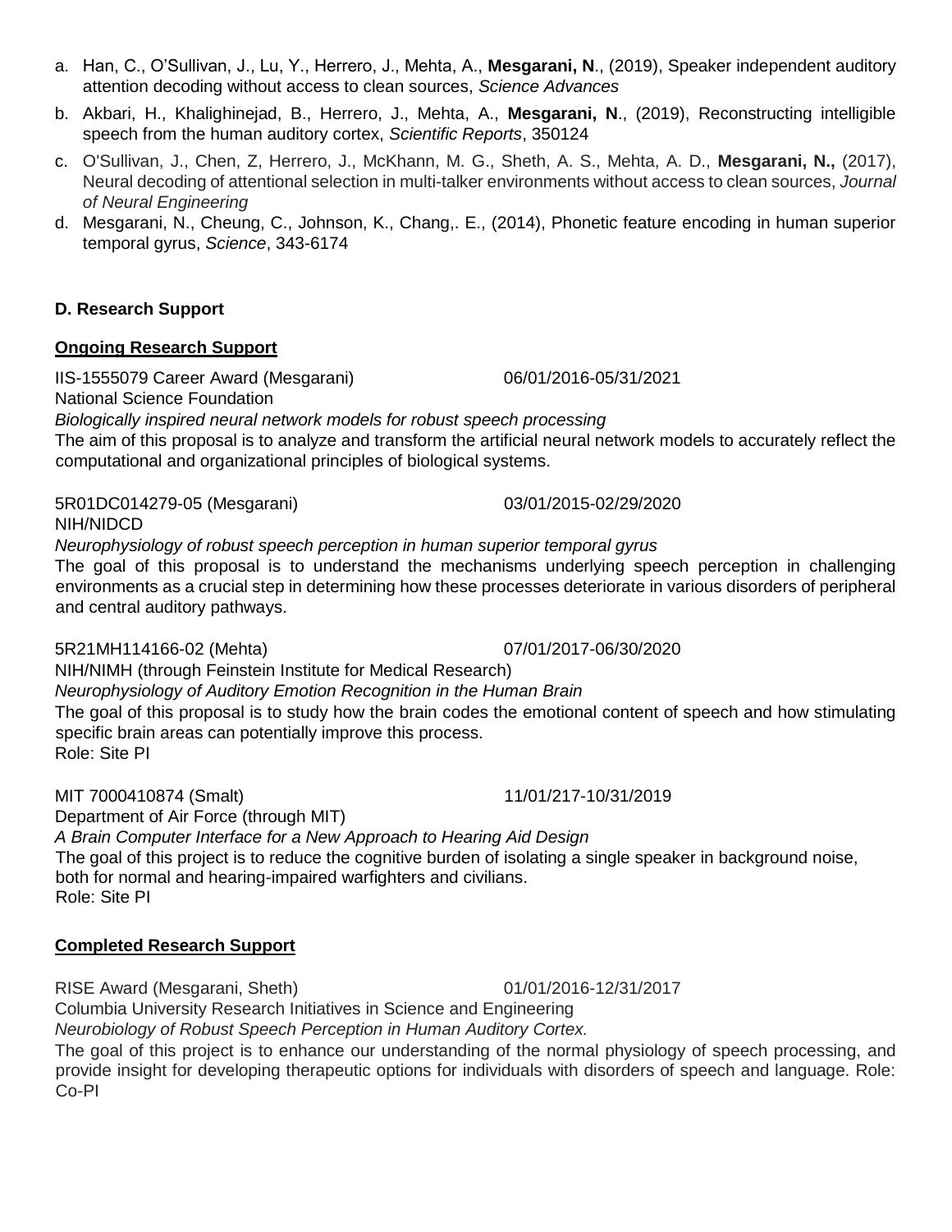a. Han, C., O'Sullivan, J., Lu, Y., Herrero, J., Mehta, A., **Mesgarani, N**., (2019), Speaker independent auditory attention decoding without access to clean sources, *Science Advances*
b. Akbari, H., Khalighinejad, B., Herrero, J., Mehta, A., **Mesgarani, N**., (2019), Reconstructing intelligible speech from the human auditory cortex, *Scientific Reports*, 350124
c. O'Sullivan, J., Chen, Z, Herrero, J., McKhann, M. G., Sheth, A. S., Mehta, A. D., **Mesgarani, N.,** (2017), Neural decoding of attentional selection in multi-talker environments without access to clean sources, *Journal of Neural Engineering*
d. Mesgarani, N., Cheung, C., Johnson, K., Chang,. E., (2014), Phonetic feature encoding in human superior temporal gyrus, *Science*, 343-6174

### D. Research Support

**Ongoing Research Support**

IIS-1555079 Career Award (Mesgarani) 06/01/2016-05/31/2021
National Science Foundation
*Biologically inspired neural network models for robust speech processing*
The aim of this proposal is to analyze and transform the artificial neural network models to accurately reflect the computational and organizational principles of biological systems.

5R01DC014279-05 (Mesgarani) 03/01/2015-02/29/2020
NIH/NIDCD
*Neurophysiology of robust speech perception in human superior temporal gyrus*
The goal of this proposal is to understand the mechanisms underlying speech perception in challenging environments as a crucial step in determining how these processes deteriorate in various disorders of peripheral and central auditory pathways.

5R21MH114166-02 (Mehta) 07/01/2017-06/30/2020
NIH/NIMH (through Feinstein Institute for Medical Research)
*Neurophysiology of Auditory Emotion Recognition in the Human Brain*
The goal of this proposal is to study how the brain codes the emotional content of speech and how stimulating specific brain areas can potentially improve this process.
Role: Site PI

MIT 7000410874 (Smalt) 11/01/217-10/31/2019
Department of Air Force (through MIT)
*A Brain Computer Interface for a New Approach to Hearing Aid Design*
The goal of this project is to reduce the cognitive burden of isolating a single speaker in background noise, both for normal and hearing-impaired warfighters and civilians.
Role: Site PI

**Completed Research Support**

RISE Award (Mesgarani, Sheth) 01/01/2016-12/31/2017
Columbia University Research Initiatives in Science and Engineering
*Neurobiology of Robust Speech Perception in Human Auditory Cortex.*
The goal of this project is to enhance our understanding of the normal physiology of speech processing, and provide insight for developing therapeutic options for individuals with disorders of speech and language. Role: Co-PI